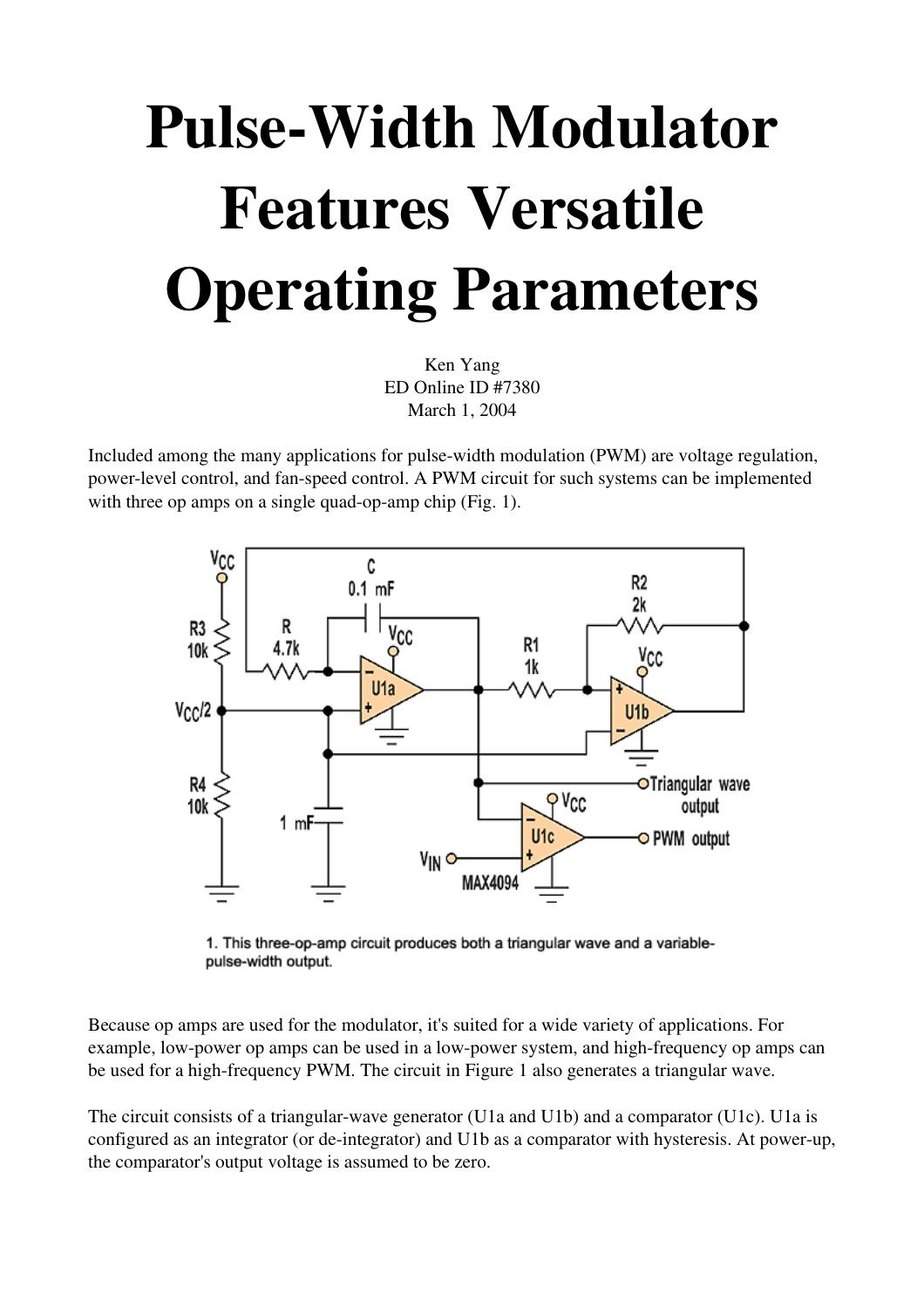# Pulse-Width Modulator Features Versatile Operating Parameters

Ken Yang
ED Online ID #7380
March 1, 2004

Included among the many applications for pulse-width modulation (PWM) are voltage regulation, power-level control, and fan-speed control. A PWM circuit for such systems can be implemented with three op amps on a single quad-op-amp chip (Fig. 1).

1. This three-op-amp circuit produces both a triangular wave and a variable-pulse-width output.

Because op amps are used for the modulator, it's suited for a wide variety of applications. For example, low-power op amps can be used in a low-power system, and high-frequency op amps can be used for a high-frequency PWM. The circuit in Figure 1 also generates a triangular wave.

The circuit consists of a triangular-wave generator (U1a and U1b) and a comparator (U1c). U1a is configured as an integrator (or de-integrator) and U1b as a comparator with hysteresis. At power-up, the comparator's output voltage is assumed to be zero.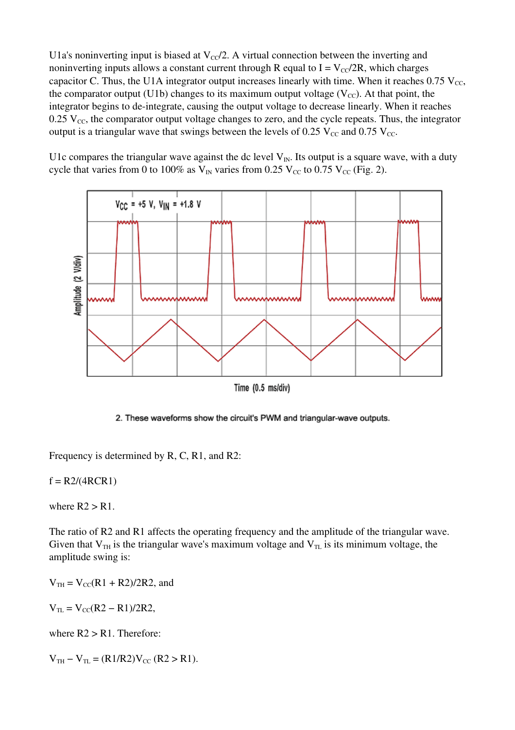U1a's noninverting input is biased at $V_{CC}/2$. A virtual connection between the inverting and noninverting inputs allows a constant current through R equal to $I = V_{CC}/2R$, which charges capacitor C. Thus, the U1A integrator output increases linearly with time. When it reaches 0.75 $V_{CC}$, the comparator output (U1b) changes to its maximum output voltage ($V_{CC}$). At that point, the integrator begins to de-integrate, causing the output voltage to decrease linearly. When it reaches 0.25 $V_{CC}$, the comparator output voltage changes to zero, and the cycle repeats. Thus, the integrator output is a triangular wave that swings between the levels of 0.25 $V_{CC}$ and 0.75 $V_{CC}$.

U1c compares the triangular wave against the dc level $V_{IN}$. Its output is a square wave, with a duty cycle that varies from 0 to 100% as $V_{IN}$ varies from 0.25 $V_{CC}$ to 0.75 $V_{CC}$ (Fig. 2).

2. These waveforms show the circuit's PWM and triangular-wave outputs.

Frequency is determined by R, C, R1, and R2:

$$f = R2/(4RCR1)$$

where R2 > R1.

The ratio of R2 and R1 affects the operating frequency and the amplitude of the triangular wave. Given that $V_{TH}$ is the triangular wave's maximum voltage and $V_{TL}$ is its minimum voltage, the amplitude swing is:

$$V_{TH} = V_{CC}(R1 + R2)/2R2,$$ and

$$V_{TL} = V_{CC}(R2 - R1)/2R2,$$

where R2 > R1. Therefore:

$$V_{TH} - V_{TL} = (R1/R2)V_{CC} \ (R2 > R1).$$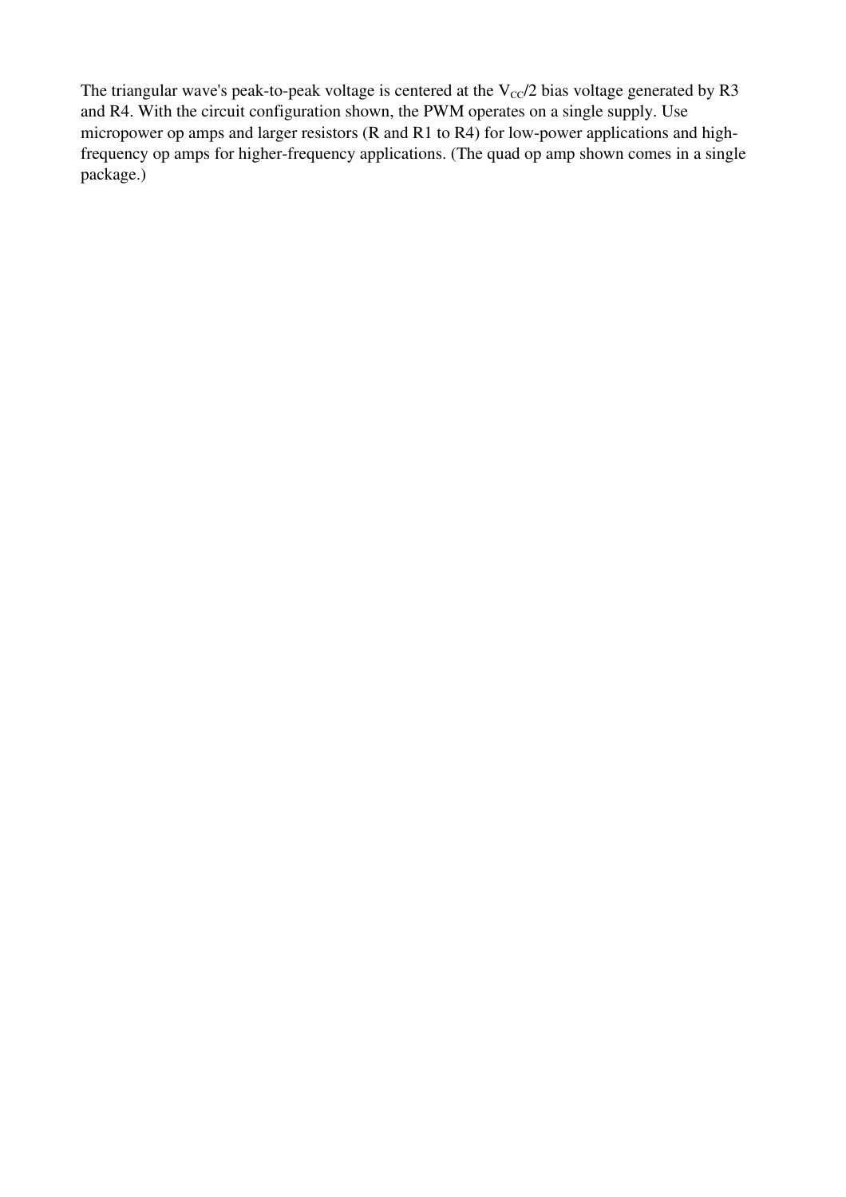The triangular wave's peak-to-peak voltage is centered at the $V_{CC}/2$ bias voltage generated by R3 and R4. With the circuit configuration shown, the PWM operates on a single supply. Use micropower op amps and larger resistors (R and R1 to R4) for low-power applications and high-frequency op amps for higher-frequency applications. (The quad op amp shown comes in a single package.)